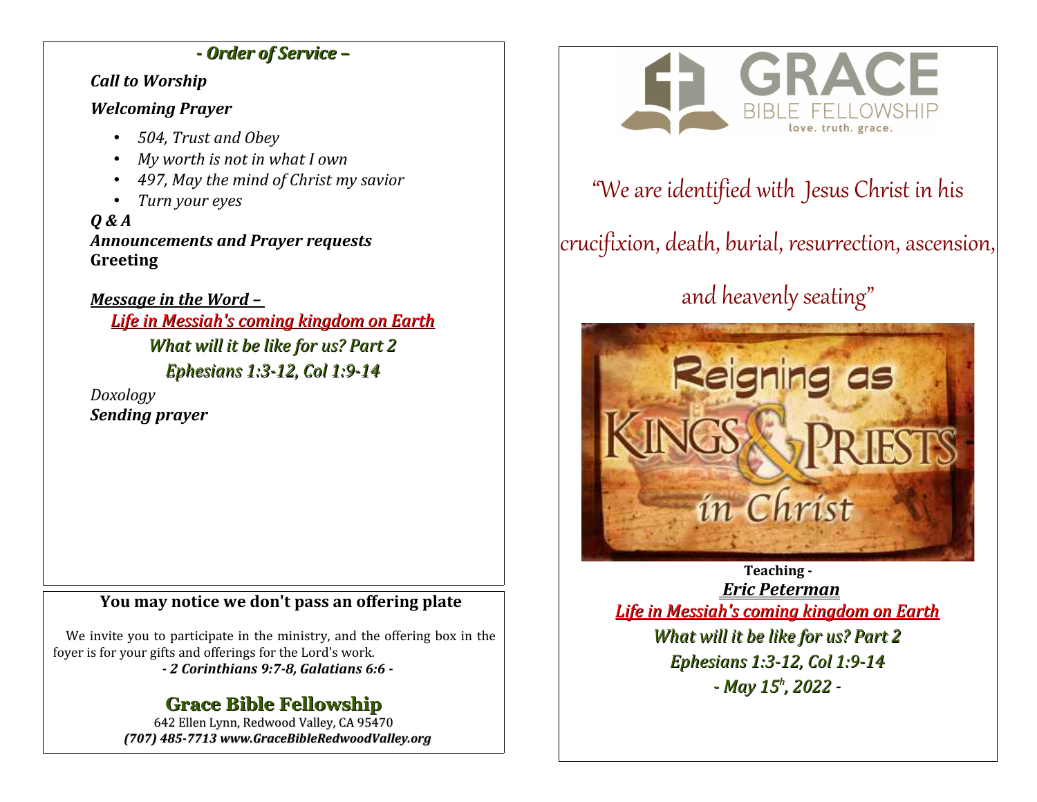## - Order of Service –

***Call to Worship***

***Welcoming Prayer***

- *504, Trust and Obey*
- *My worth is not in what I own*
- *497, May the mind of Christ my savior*
- *Turn your eyes*

***Q & A***

***Announcements and Prayer requests***

**Greeting**

***Message in the Word –***

***Life in Messiah's coming kingdom on Earth***

***What will it be like for us? Part 2***

***Ephesians 1:3-12, Col 1:9-14***

*Doxology*

***Sending prayer***

### You may notice we don't pass an offering plate

We invite you to participate in the ministry, and the offering box in the foyer is for your gifts and offerings for the Lord's work.

***- 2 Corinthians 9:7-8, Galatians 6:6 -***

## Grace Bible Fellowship

642 Ellen Lynn, Redwood Valley, CA 95470

***(707) 485-7713 www.GraceBibleRedwoodValley.org***

---

# GRACE
BIBLE FELLOWSHIP
love. truth. grace.

"We are identified with Jesus Christ in his crucifixion, death, burial, resurrection, ascension, and heavenly seating"

Reigning as KINGS & PRIESTS in Christ

**Teaching -**

***Eric Peterman***

***Life in Messiah's coming kingdom on Earth***

***What will it be like for us? Part 2***

***Ephesians 1:3-12, Col 1:9-14***

***- May 15h, 2022 -***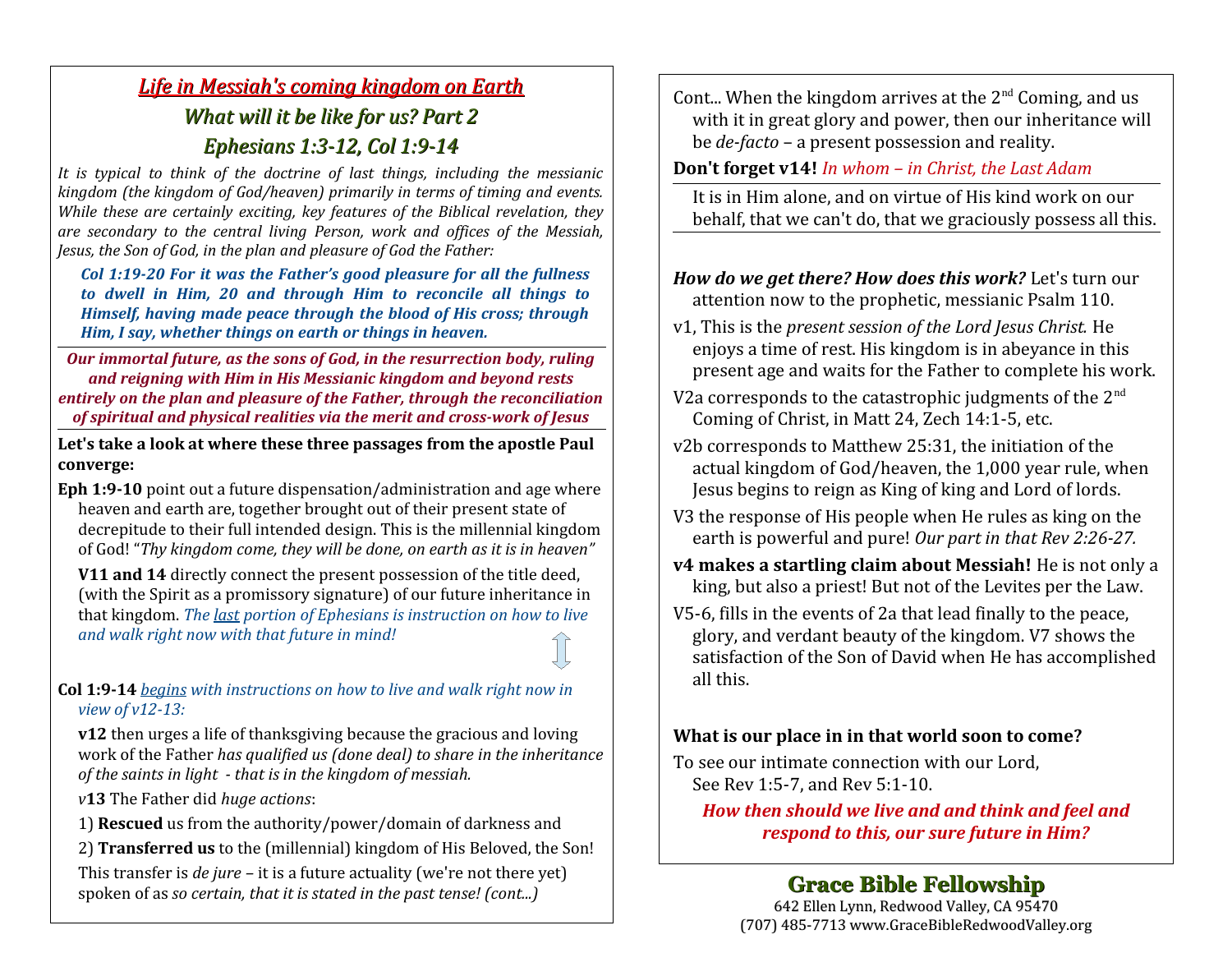# *Life in Messiah's coming kingdom on Earth*

## *What will it be like for us? Part 2*

## *Ephesians 1:3-12, Col 1:9-14*

*It is typical to think of the doctrine of last things, including the messianic kingdom (the kingdom of God/heaven) primarily in terms of timing and events. While these are certainly exciting, key features of the Biblical revelation, they are secondary to the central living Person, work and offices of the Messiah, Jesus, the Son of God, in the plan and pleasure of God the Father:*

> ***Col 1:19-20 For it was the Father's good pleasure for all the fullness to dwell in Him, 20 and through Him to reconcile all things to Himself, having made peace through the blood of His cross; through Him, I say, whether things on earth or things in heaven.***

---

***Our immortal future, as the sons of God, in the resurrection body, ruling and reigning with Him in His Messianic kingdom and beyond rests entirely on the plan and pleasure of the Father, through the reconciliation of spiritual and physical realities via the merit and cross-work of Jesus***

---

**Let's take a look at where these three passages from the apostle Paul converge:**

**Eph 1:9-10** point out a future dispensation/administration and age where heaven and earth are, together brought out of their present state of decrepitude to their full intended design. This is the millennial kingdom of God! "*Thy kingdom come, they will be done, on earth as it is in heaven"*

**V11 and 14** directly connect the present possession of the title deed, (with the Spirit as a promissory signature) of our future inheritance in that kingdom. *The last portion of Ephesians is instruction on how to live and walk right now with that future in mind!*

**Col 1:9-14** *begins with instructions on how to live and walk right now in view of v12-13:*

**v12** then urges a life of thanksgiving because the gracious and loving work of the Father *has qualified us (done deal) to share in the inheritance of the saints in light - that is in the kingdom of messiah.*

*v***13** The Father did *huge actions*:

1) **Rescued** us from the authority/power/domain of darkness and

2) **Transferred us** to the (millennial) kingdom of His Beloved, the Son!

This transfer is *de jure* – it is a future actuality (we're not there yet) spoken of as *so certain, that it is stated in the past tense! (cont...)*

Cont... When the kingdom arrives at the 2nd Coming, and us with it in great glory and power, then our inheritance will be *de-facto* – a present possession and reality.

**Don't forget v14!** *In whom – in Christ, the Last Adam*

---

It is in Him alone, and on virtue of His kind work on our behalf, that we can't do, that we graciously possess all this.

---

***How do we get there? How does this work?*** Let's turn our attention now to the prophetic, messianic Psalm 110.

v1, This is the *present session of the Lord Jesus Christ.* He enjoys a time of rest. His kingdom is in abeyance in this present age and waits for the Father to complete his work.

V2a corresponds to the catastrophic judgments of the 2nd Coming of Christ, in Matt 24, Zech 14:1-5, etc.

v2b corresponds to Matthew 25:31, the initiation of the actual kingdom of God/heaven, the 1,000 year rule, when Jesus begins to reign as King of king and Lord of lords.

V3 the response of His people when He rules as king on the earth is powerful and pure! *Our part in that Rev 2:26-27.*

**v4 makes a startling claim about Messiah!** He is not only a king, but also a priest! But not of the Levites per the Law.

V5-6, fills in the events of 2a that lead finally to the peace, glory, and verdant beauty of the kingdom. V7 shows the satisfaction of the Son of David when He has accomplished all this.

**What is our place in in that world soon to come?**

To see our intimate connection with our Lord, See Rev 1:5-7, and Rev 5:1-10.

***How then should we live and and think and feel and respond to this, our sure future in Him?***

**Grace Bible Fellowship**

642 Ellen Lynn, Redwood Valley, CA 95470
(707) 485-7713 www.GraceBibleRedwoodValley.org